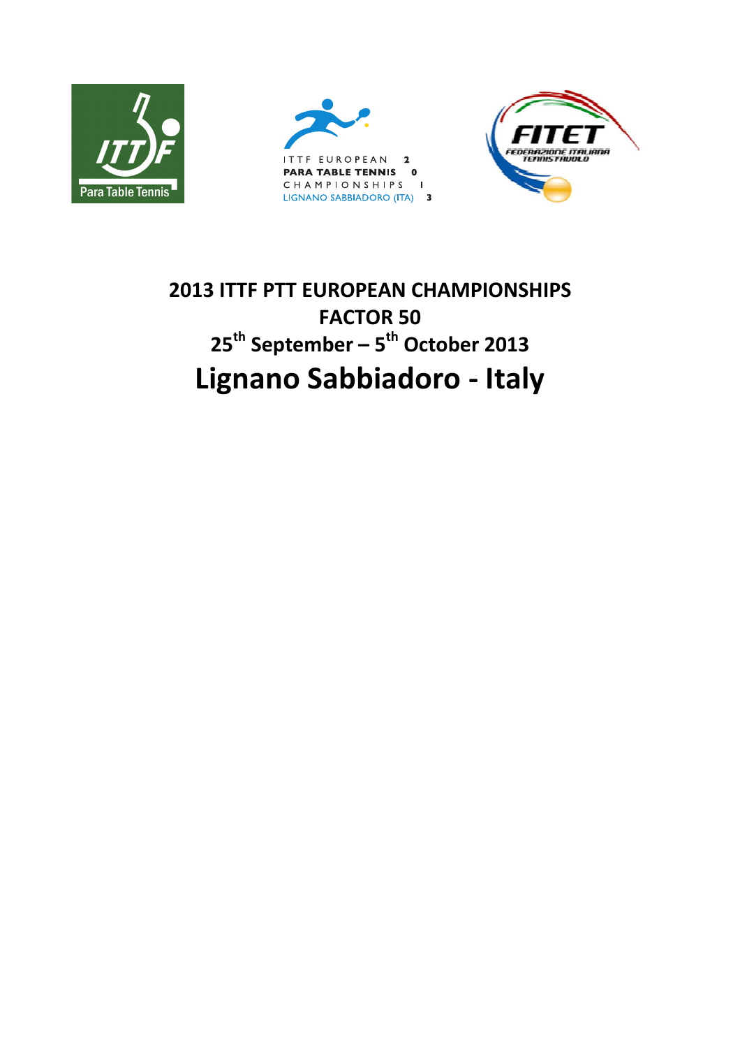ITTF Para Table Tennis

ITTF EUROPEAN PARA TABLE TENNIS CHAMPIONSHIPS LIGNANO SABBIADORO (ITA) 2013

FITET FEDERAZIONE ITALIANA TENNISTAVOLO

# 2013 ITTF PTT EUROPEAN CHAMPIONSHIPS
# FACTOR 50
# 25th September – 5th October 2013
# Lignano Sabbiadoro - Italy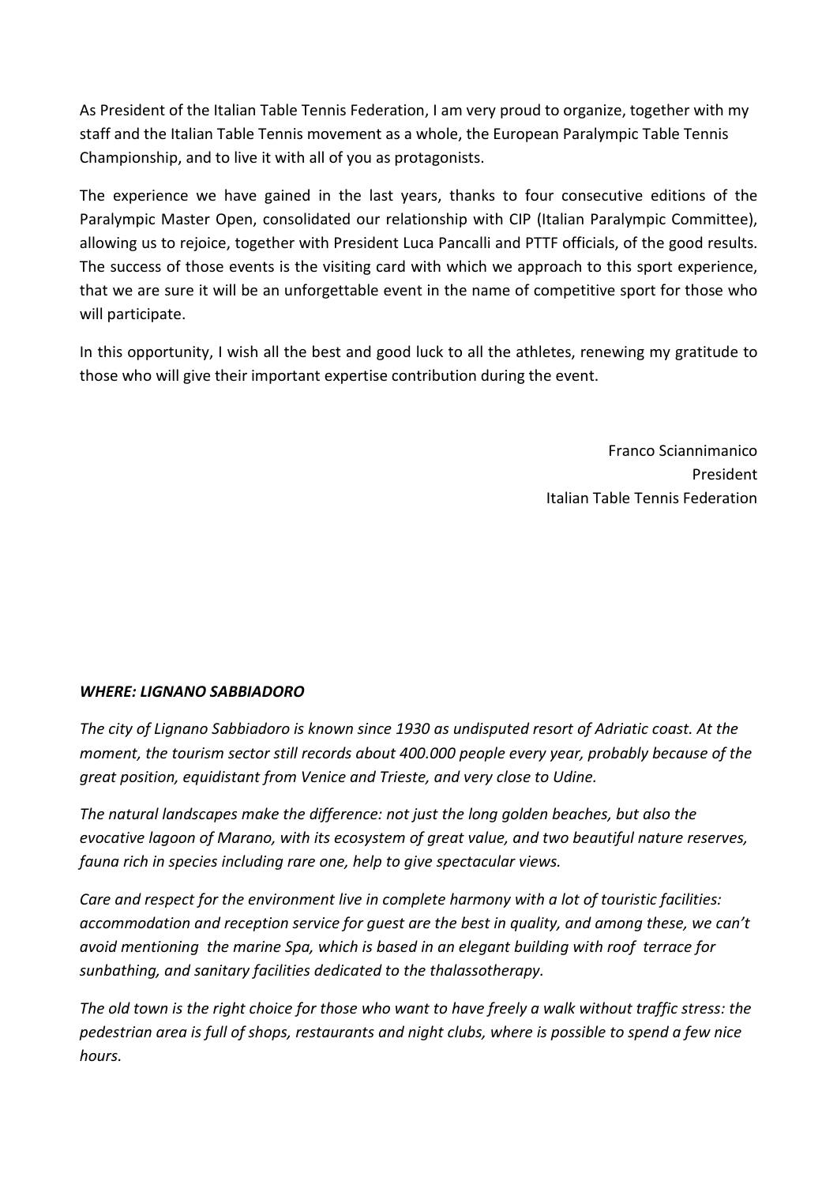As President of the Italian Table Tennis Federation, I am very proud to organize, together with my staff and the Italian Table Tennis movement as a whole, the European Paralympic Table Tennis Championship, and to live it with all of you as protagonists.

The experience we have gained in the last years, thanks to four consecutive editions of the Paralympic Master Open, consolidated our relationship with CIP (Italian Paralympic Committee), allowing us to rejoice, together with President Luca Pancalli and PTTF officials, of the good results. The success of those events is the visiting card with which we approach to this sport experience, that we are sure it will be an unforgettable event in the name of competitive sport for those who will participate.

In this opportunity, I wish all the best and good luck to all the athletes, renewing my gratitude to those who will give their important expertise contribution during the event.

Franco Sciannimanico
President
Italian Table Tennis Federation

***WHERE: LIGNANO SABBIADORO***

*The city of Lignano Sabbiadoro is known since 1930 as undisputed resort of Adriatic coast. At the moment, the tourism sector still records about 400.000 people every year, probably because of the great position, equidistant from Venice and Trieste, and very close to Udine.*

*The natural landscapes make the difference: not just the long golden beaches, but also the evocative lagoon of Marano, with its ecosystem of great value, and two beautiful nature reserves, fauna rich in species including rare one, help to give spectacular views.*

*Care and respect for the environment live in complete harmony with a lot of touristic facilities: accommodation and reception service for guest are the best in quality, and among these, we can't avoid mentioning the marine Spa, which is based in an elegant building with roof terrace for sunbathing, and sanitary facilities dedicated to the thalassotherapy.*

*The old town is the right choice for those who want to have freely a walk without traffic stress: the pedestrian area is full of shops, restaurants and night clubs, where is possible to spend a few nice hours.*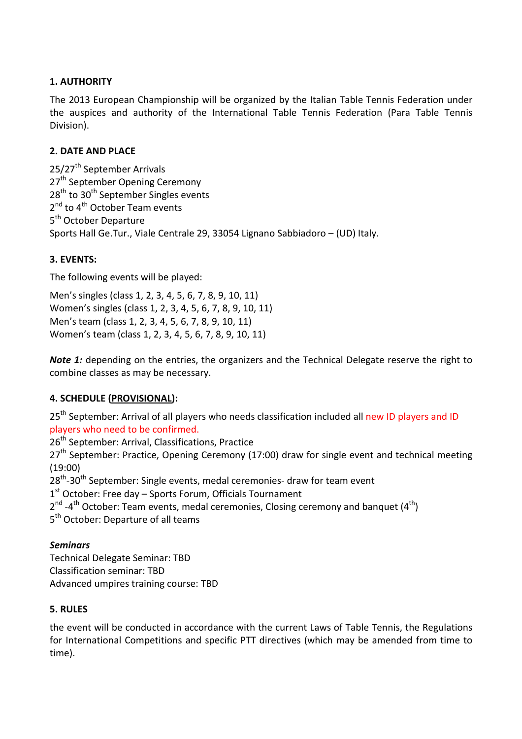**1. AUTHORITY**

The 2013 European Championship will be organized by the Italian Table Tennis Federation under the auspices and authority of the International Table Tennis Federation (Para Table Tennis Division).

**2. DATE AND PLACE**

25/27$^{th}$ September Arrivals
27$^{th}$ September Opening Ceremony
28$^{th}$ to 30$^{th}$ September Singles events
2$^{nd}$ to 4$^{th}$ October Team events
5$^{th}$ October Departure
Sports Hall Ge.Tur., Viale Centrale 29, 33054 Lignano Sabbiadoro – (UD) Italy.

**3. EVENTS:**

The following events will be played:

Men's singles (class 1, 2, 3, 4, 5, 6, 7, 8, 9, 10, 11)
Women's singles (class 1, 2, 3, 4, 5, 6, 7, 8, 9, 10, 11)
Men's team (class 1, 2, 3, 4, 5, 6, 7, 8, 9, 10, 11)
Women's team (class 1, 2, 3, 4, 5, 6, 7, 8, 9, 10, 11)

***Note 1:*** depending on the entries, the organizers and the Technical Delegate reserve the right to combine classes as may be necessary.

**4. SCHEDULE (PROVISIONAL):**

25$^{th}$ September: Arrival of all players who needs classification included all new ID players and ID players who need to be confirmed.
26$^{th}$ September: Arrival, Classifications, Practice
27$^{th}$ September: Practice, Opening Ceremony (17:00) draw for single event and technical meeting (19:00)
28$^{th}$-30$^{th}$ September: Single events, medal ceremonies- draw for team event
1$^{st}$ October: Free day – Sports Forum, Officials Tournament
2$^{nd}$ -4$^{th}$ October: Team events, medal ceremonies, Closing ceremony and banquet (4$^{th}$)
5$^{th}$ October: Departure of all teams

***Seminars***
Technical Delegate Seminar: TBD
Classification seminar: TBD
Advanced umpires training course: TBD

**5. RULES**

the event will be conducted in accordance with the current Laws of Table Tennis, the Regulations for International Competitions and specific PTT directives (which may be amended from time to time).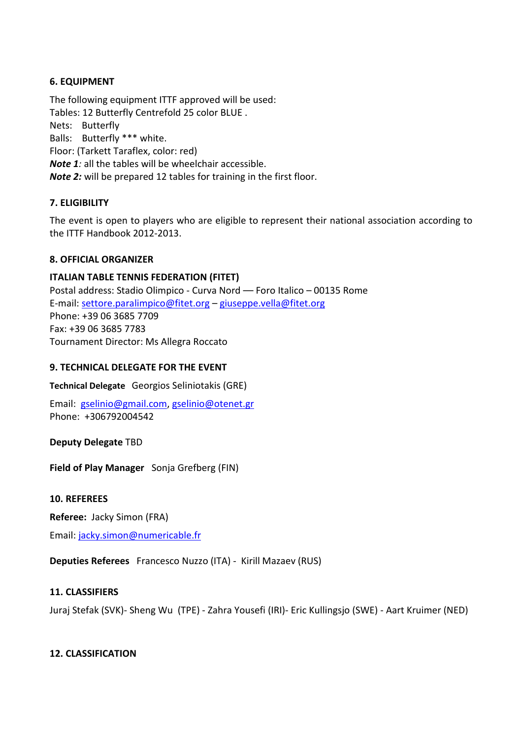## 6. EQUIPMENT

The following equipment ITTF approved will be used:
Tables: 12 Butterfly Centrefold 25 color BLUE .
Nets: Butterfly
Balls: Butterfly *** white.
Floor: (Tarkett Taraflex, color: red)
***Note 1****:* all the tables will be wheelchair accessible.
***Note 2:*** will be prepared 12 tables for training in the first floor.

## 7. ELIGIBILITY

The event is open to players who are eligible to represent their national association according to the ITTF Handbook 2012-2013.

## 8. OFFICIAL ORGANIZER

**ITALIAN TABLE TENNIS FEDERATION (FITET)**
Postal address: Stadio Olimpico - Curva Nord — Foro Italico – 00135 Rome
E-mail: settore.paralimpico@fitet.org – giuseppe.vella@fitet.org
Phone: +39 06 3685 7709
Fax: +39 06 3685 7783
Tournament Director: Ms Allegra Roccato

## 9. TECHNICAL DELEGATE FOR THE EVENT

**Technical Delegate** Georgios Seliniotakis (GRE)

Email: gselinio@gmail.com, gselinio@otenet.gr
Phone: +306792004542

**Deputy Delegate** TBD

**Field of Play Manager** Sonja Grefberg (FIN)

## 10. REFEREES

**Referee:** Jacky Simon (FRA)

Email: jacky.simon@numericable.fr

**Deputies Referees** Francesco Nuzzo (ITA) - Kirill Mazaev (RUS)

## 11. CLASSIFIERS

Juraj Stefak (SVK)- Sheng Wu (TPE) - Zahra Yousefi (IRI)- Eric Kullingsjo (SWE) - Aart Kruimer (NED)

## 12. CLASSIFICATION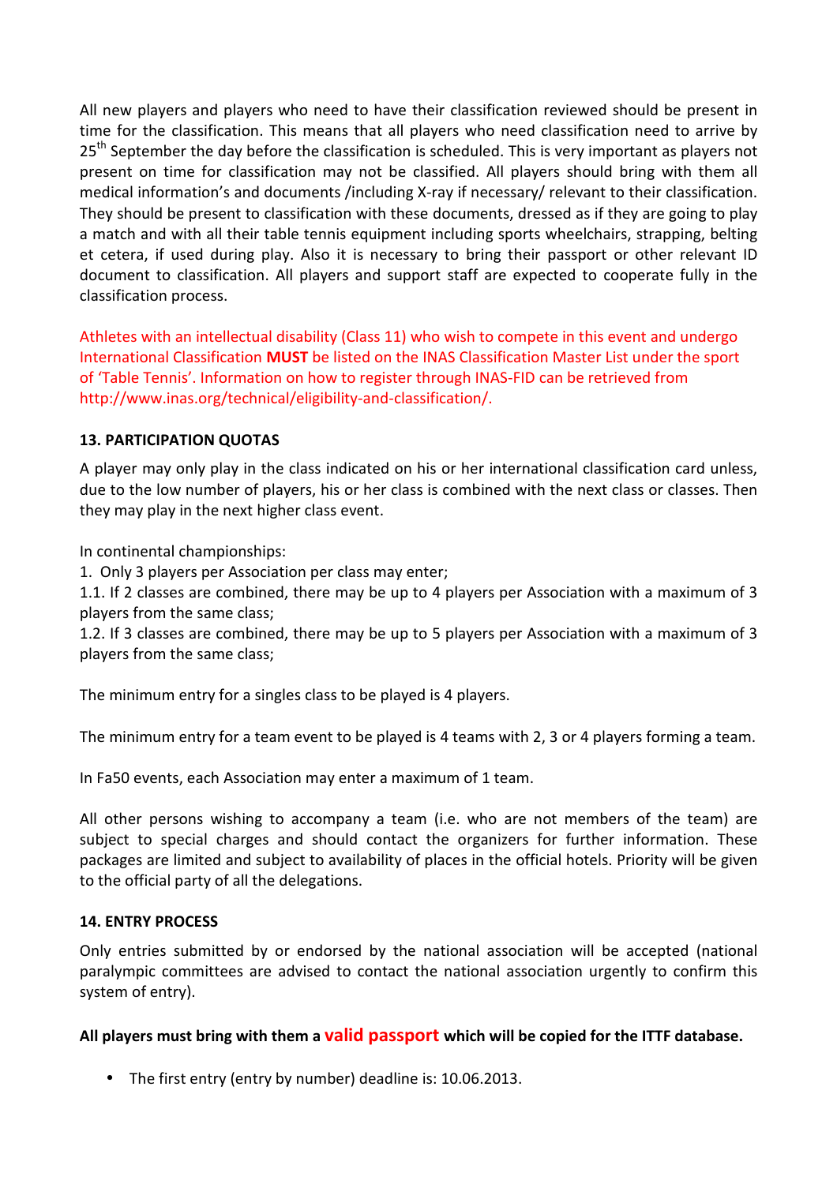All new players and players who need to have their classification reviewed should be present in time for the classification. This means that all players who need classification need to arrive by 25th September the day before the classification is scheduled. This is very important as players not present on time for classification may not be classified. All players should bring with them all medical information's and documents /including X-ray if necessary/ relevant to their classification. They should be present to classification with these documents, dressed as if they are going to play a match and with all their table tennis equipment including sports wheelchairs, strapping, belting et cetera, if used during play. Also it is necessary to bring their passport or other relevant ID document to classification. All players and support staff are expected to cooperate fully in the classification process.

Athletes with an intellectual disability (Class 11) who wish to compete in this event and undergo International Classification **MUST** be listed on the INAS Classification Master List under the sport of 'Table Tennis'. Information on how to register through INAS-FID can be retrieved from http://www.inas.org/technical/eligibility-and-classification/.

### 13. PARTICIPATION QUOTAS

A player may only play in the class indicated on his or her international classification card unless, due to the low number of players, his or her class is combined with the next class or classes. Then they may play in the next higher class event.

In continental championships:

1. Only 3 players per Association per class may enter;

1.1. If 2 classes are combined, there may be up to 4 players per Association with a maximum of 3 players from the same class;

1.2. If 3 classes are combined, there may be up to 5 players per Association with a maximum of 3 players from the same class;

The minimum entry for a singles class to be played is 4 players.

The minimum entry for a team event to be played is 4 teams with 2, 3 or 4 players forming a team.

In Fa50 events, each Association may enter a maximum of 1 team.

All other persons wishing to accompany a team (i.e. who are not members of the team) are subject to special charges and should contact the organizers for further information. These packages are limited and subject to availability of places in the official hotels. Priority will be given to the official party of all the delegations.

### 14. ENTRY PROCESS

Only entries submitted by or endorsed by the national association will be accepted (national paralympic committees are advised to contact the national association urgently to confirm this system of entry).

**All players must bring with them a valid passport which will be copied for the ITTF database.**

- The first entry (entry by number) deadline is: 10.06.2013.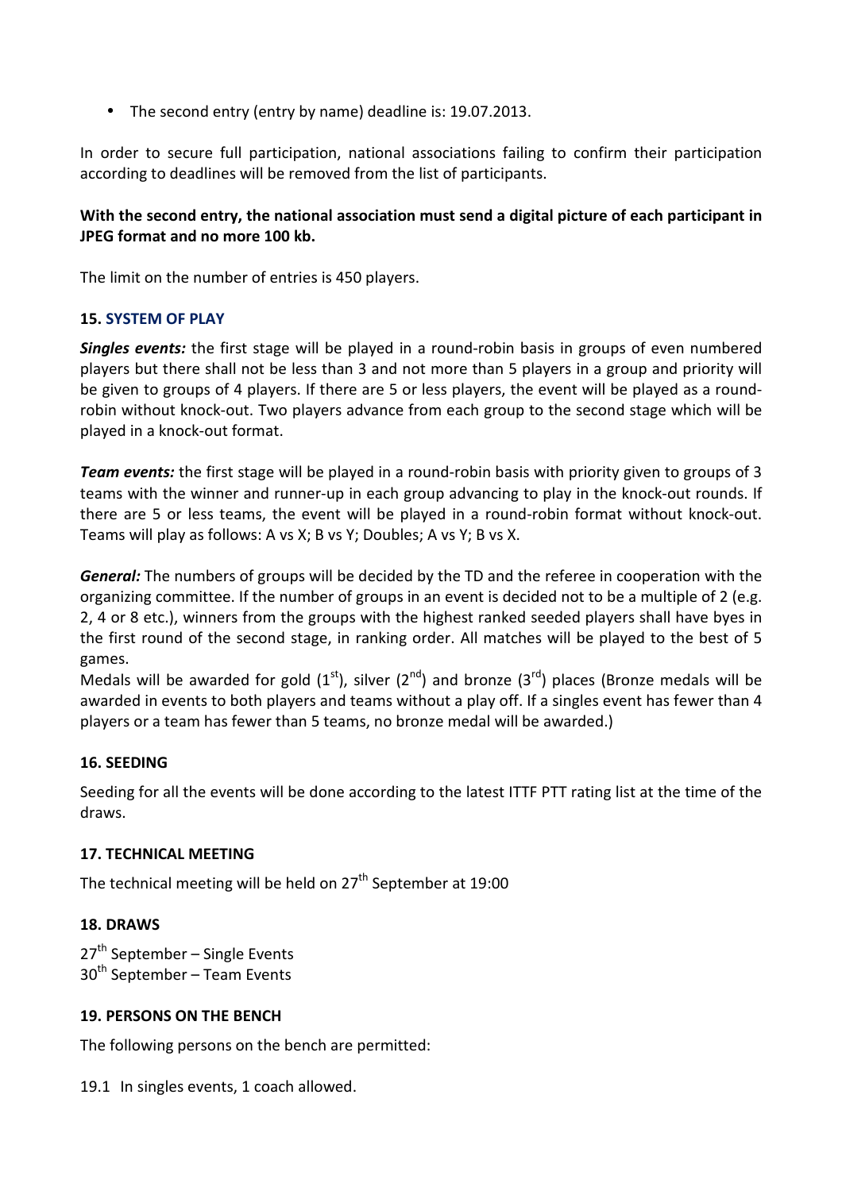- The second entry (entry by name) deadline is: 19.07.2013.

In order to secure full participation, national associations failing to confirm their participation according to deadlines will be removed from the list of participants.

**With the second entry, the national association must send a digital picture of each participant in JPEG format and no more 100 kb.**

The limit on the number of entries is 450 players.

### 15. SYSTEM OF PLAY

***Singles events:*** the first stage will be played in a round-robin basis in groups of even numbered players but there shall not be less than 3 and not more than 5 players in a group and priority will be given to groups of 4 players. If there are 5 or less players, the event will be played as a round-robin without knock-out. Two players advance from each group to the second stage which will be played in a knock-out format.

***Team events:*** the first stage will be played in a round-robin basis with priority given to groups of 3 teams with the winner and runner-up in each group advancing to play in the knock-out rounds. If there are 5 or less teams, the event will be played in a round-robin format without knock-out. Teams will play as follows: A vs X; B vs Y; Doubles; A vs Y; B vs X.

***General:*** The numbers of groups will be decided by the TD and the referee in cooperation with the organizing committee. If the number of groups in an event is decided not to be a multiple of 2 (e.g. 2, 4 or 8 etc.), winners from the groups with the highest ranked seeded players shall have byes in the first round of the second stage, in ranking order. All matches will be played to the best of 5 games.

Medals will be awarded for gold (1st), silver (2nd) and bronze (3rd) places (Bronze medals will be awarded in events to both players and teams without a play off. If a singles event has fewer than 4 players or a team has fewer than 5 teams, no bronze medal will be awarded.)

### 16. SEEDING

Seeding for all the events will be done according to the latest ITTF PTT rating list at the time of the draws.

### 17. TECHNICAL MEETING

The technical meeting will be held on 27th September at 19:00

### 18. DRAWS

27th September – Single Events
30th September – Team Events

### 19. PERSONS ON THE BENCH

The following persons on the bench are permitted:

19.1 In singles events, 1 coach allowed.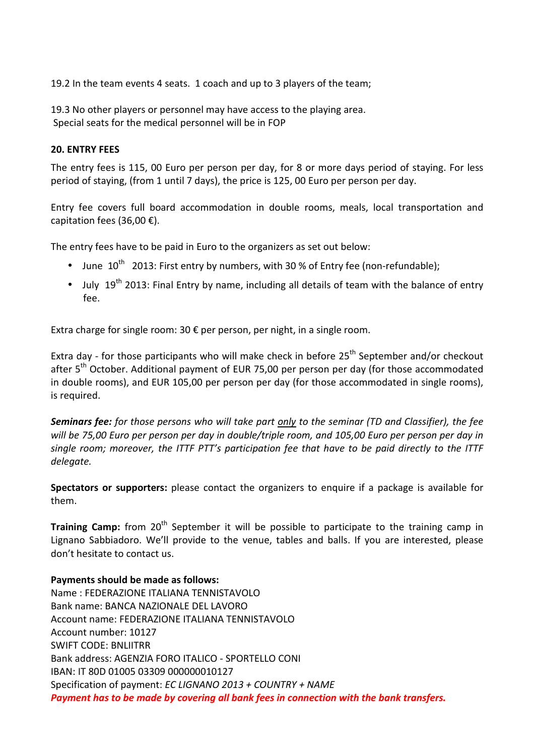19.2 In the team events 4 seats. 1 coach and up to 3 players of the team;

19.3 No other players or personnel may have access to the playing area.
Special seats for the medical personnel will be in FOP

## 20. ENTRY FEES

The entry fees is 115, 00 Euro per person per day, for 8 or more days period of staying. For less period of staying, (from 1 until 7 days), the price is 125, 00 Euro per person per day.

Entry fee covers full board accommodation in double rooms, meals, local transportation and capitation fees (36,00 €).

The entry fees have to be paid in Euro to the organizers as set out below:

- June 10th 2013: First entry by numbers, with 30 % of Entry fee (non-refundable);
- July 19th 2013: Final Entry by name, including all details of team with the balance of entry fee.

Extra charge for single room: 30 € per person, per night, in a single room.

Extra day - for those participants who will make check in before 25th September and/or checkout after 5th October. Additional payment of EUR 75,00 per person per day (for those accommodated in double rooms), and EUR 105,00 per person per day (for those accommodated in single rooms), is required.

***Seminars fee:*** *for those persons who will take part only to the seminar (TD and Classifier), the fee will be 75,00 Euro per person per day in double/triple room, and 105,00 Euro per person per day in single room; moreover, the ITTF PTT's participation fee that have to be paid directly to the ITTF delegate.*

**Spectators or supporters:** please contact the organizers to enquire if a package is available for them.

**Training Camp:** from 20th September it will be possible to participate to the training camp in Lignano Sabbiadoro. We'll provide to the venue, tables and balls. If you are interested, please don't hesitate to contact us.

**Payments should be made as follows:**
Name : FEDERAZIONE ITALIANA TENNISTAVOLO
Bank name: BANCA NAZIONALE DEL LAVORO
Account name: FEDERAZIONE ITALIANA TENNISTAVOLO
Account number: 10127
SWIFT CODE: BNLIITRR
Bank address: AGENZIA FORO ITALICO - SPORTELLO CONI
IBAN: IT 80D 01005 03309 000000010127
Specification of payment: *EC LIGNANO 2013 + COUNTRY + NAME*
***Payment has to be made by covering all bank fees in connection with the bank transfers.***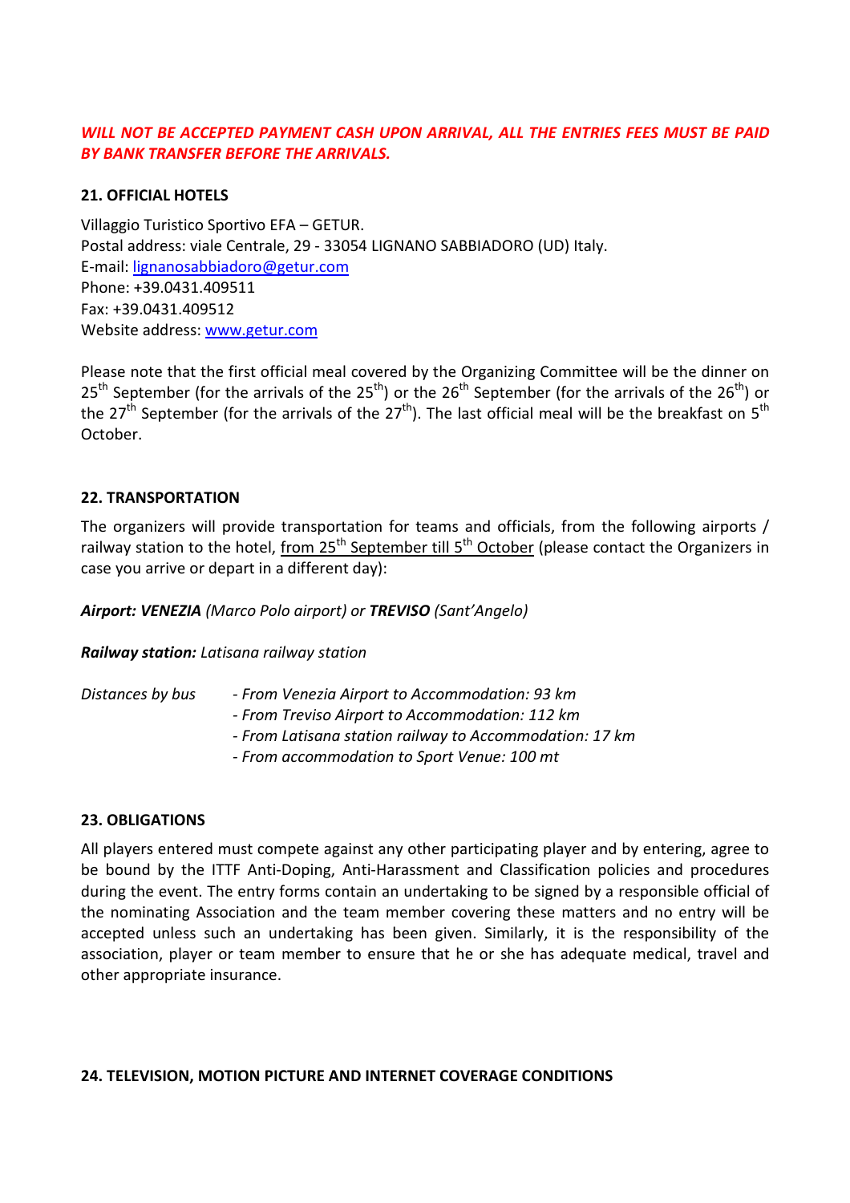***WILL NOT BE ACCEPTED PAYMENT CASH UPON ARRIVAL, ALL THE ENTRIES FEES MUST BE PAID BY BANK TRANSFER BEFORE THE ARRIVALS.***

## 21. OFFICIAL HOTELS

Villaggio Turistico Sportivo EFA – GETUR.
Postal address: viale Centrale, 29 - 33054 LIGNANO SABBIADORO (UD) Italy.
E-mail: lignanosabbiadoro@getur.com
Phone: +39.0431.409511
Fax: +39.0431.409512
Website address: www.getur.com

Please note that the first official meal covered by the Organizing Committee will be the dinner on 25th September (for the arrivals of the 25th) or the 26th September (for the arrivals of the 26th) or the 27th September (for the arrivals of the 27th). The last official meal will be the breakfast on 5th October.

## 22. TRANSPORTATION

The organizers will provide transportation for teams and officials, from the following airports / railway station to the hotel, from 25th September till 5th October (please contact the Organizers in case you arrive or depart in a different day):

***Airport: VENEZIA** (Marco Polo airport) or **TREVISO** (Sant'Angelo)*

***Railway station:** Latisana railway station*

*Distances by bus*

- *From Venezia Airport to Accommodation: 93 km*
- *From Treviso Airport to Accommodation: 112 km*
- *From Latisana station railway to Accommodation: 17 km*
- *From accommodation to Sport Venue: 100 mt*

## 23. OBLIGATIONS

All players entered must compete against any other participating player and by entering, agree to be bound by the ITTF Anti-Doping, Anti-Harassment and Classification policies and procedures during the event. The entry forms contain an undertaking to be signed by a responsible official of the nominating Association and the team member covering these matters and no entry will be accepted unless such an undertaking has been given. Similarly, it is the responsibility of the association, player or team member to ensure that he or she has adequate medical, travel and other appropriate insurance.

## 24. TELEVISION, MOTION PICTURE AND INTERNET COVERAGE CONDITIONS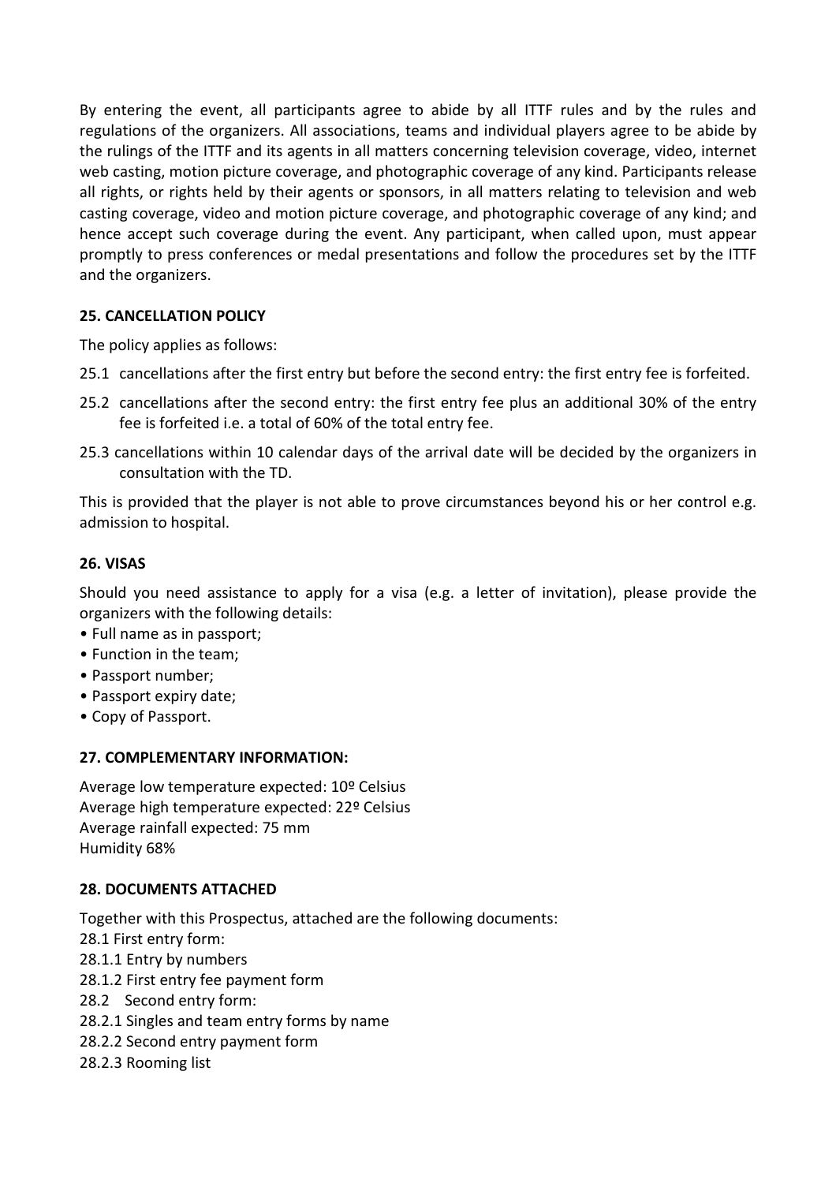By entering the event, all participants agree to abide by all ITTF rules and by the rules and regulations of the organizers. All associations, teams and individual players agree to be abide by the rulings of the ITTF and its agents in all matters concerning television coverage, video, internet web casting, motion picture coverage, and photographic coverage of any kind. Participants release all rights, or rights held by their agents or sponsors, in all matters relating to television and web casting coverage, video and motion picture coverage, and photographic coverage of any kind; and hence accept such coverage during the event. Any participant, when called upon, must appear promptly to press conferences or medal presentations and follow the procedures set by the ITTF and the organizers.

**25. CANCELLATION POLICY**

The policy applies as follows:

25.1 cancellations after the first entry but before the second entry: the first entry fee is forfeited.

25.2 cancellations after the second entry: the first entry fee plus an additional 30% of the entry fee is forfeited i.e. a total of 60% of the total entry fee.

25.3 cancellations within 10 calendar days of the arrival date will be decided by the organizers in consultation with the TD.

This is provided that the player is not able to prove circumstances beyond his or her control e.g. admission to hospital.

**26. VISAS**

Should you need assistance to apply for a visa (e.g. a letter of invitation), please provide the organizers with the following details:

- Full name as in passport;
- Function in the team;
- Passport number;
- Passport expiry date;
- Copy of Passport.

**27. COMPLEMENTARY INFORMATION:**

Average low temperature expected: 10º Celsius
Average high temperature expected: 22º Celsius
Average rainfall expected: 75 mm
Humidity 68%

**28. DOCUMENTS ATTACHED**

Together with this Prospectus, attached are the following documents:

28.1 First entry form:
28.1.1 Entry by numbers
28.1.2 First entry fee payment form
28.2 Second entry form:
28.2.1 Singles and team entry forms by name
28.2.2 Second entry payment form
28.2.3 Rooming list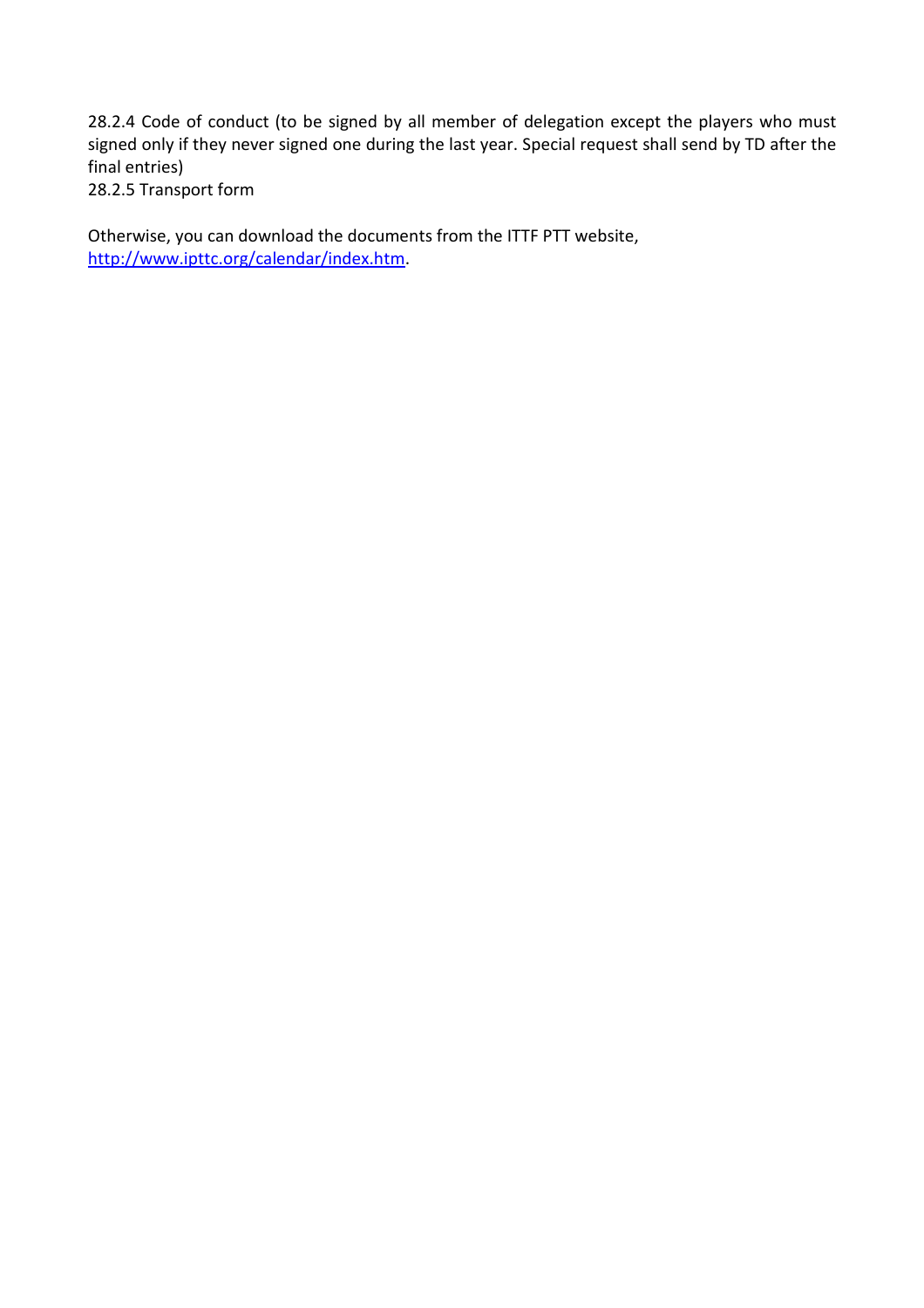28.2.4 Code of conduct (to be signed by all member of delegation except the players who must signed only if they never signed one during the last year. Special request shall send by TD after the final entries)
28.2.5 Transport form

Otherwise, you can download the documents from the ITTF PTT website, [http://www.ipttc.org/calendar/index.htm](http://www.ipttc.org/calendar/index.htm).